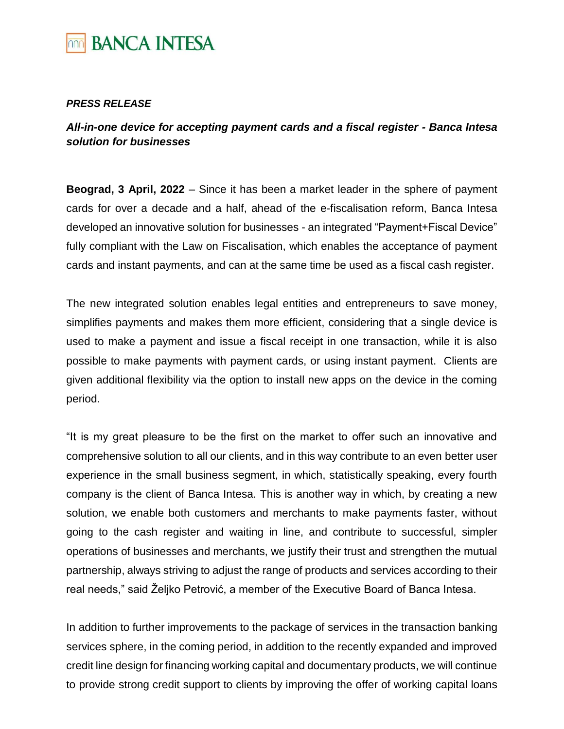# BANCA INTESA

***PRESS RELEASE***

***All-in-one device for accepting payment cards and a fiscal register - Banca Intesa solution for businesses***

**Beograd, 3 April, 2022** – Since it has been a market leader in the sphere of payment cards for over a decade and a half, ahead of the e-fiscalisation reform, Banca Intesa developed an innovative solution for businesses - an integrated "Payment+Fiscal Device" fully compliant with the Law on Fiscalisation, which enables the acceptance of payment cards and instant payments, and can at the same time be used as a fiscal cash register.

The new integrated solution enables legal entities and entrepreneurs to save money, simplifies payments and makes them more efficient, considering that a single device is used to make a payment and issue a fiscal receipt in one transaction, while it is also possible to make payments with payment cards, or using instant payment. Clients are given additional flexibility via the option to install new apps on the device in the coming period.

"It is my great pleasure to be the first on the market to offer such an innovative and comprehensive solution to all our clients, and in this way contribute to an even better user experience in the small business segment, in which, statistically speaking, every fourth company is the client of Banca Intesa. This is another way in which, by creating a new solution, we enable both customers and merchants to make payments faster, without going to the cash register and waiting in line, and contribute to successful, simpler operations of businesses and merchants, we justify their trust and strengthen the mutual partnership, always striving to adjust the range of products and services according to their real needs," said Željko Petrović, a member of the Executive Board of Banca Intesa.

In addition to further improvements to the package of services in the transaction banking services sphere, in the coming period, in addition to the recently expanded and improved credit line design for financing working capital and documentary products, we will continue to provide strong credit support to clients by improving the offer of working capital loans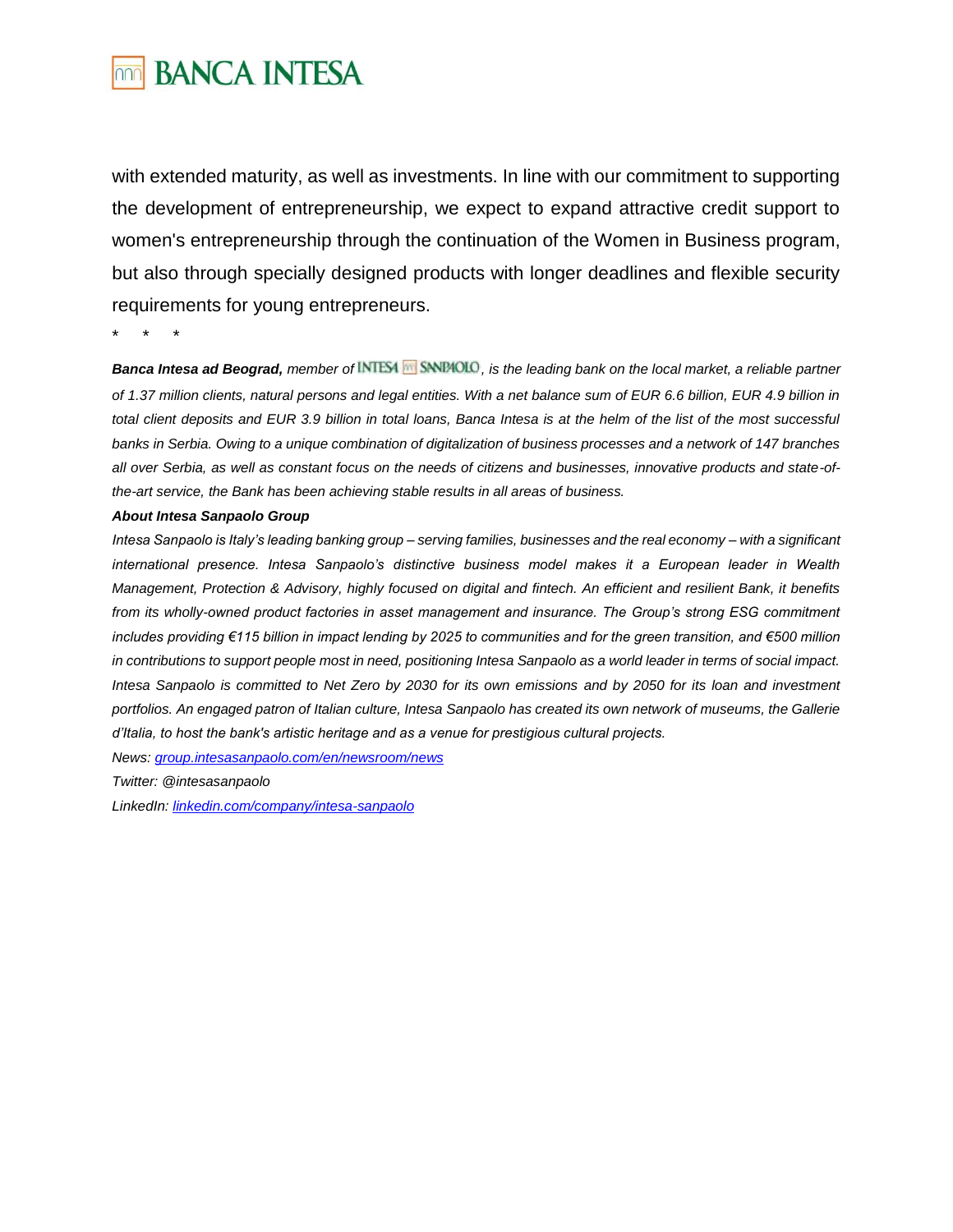with extended maturity, as well as investments. In line with our commitment to supporting the development of entrepreneurship, we expect to expand attractive credit support to women's entrepreneurship through the continuation of the Women in Business program, but also through specially designed products with longer deadlines and flexible security requirements for young entrepreneurs.

\* \* \*

***Banca Intesa ad Beograd,*** *member of INTESA SANPAOLO, is the leading bank on the local market, a reliable partner of 1.37 million clients, natural persons and legal entities. With a net balance sum of EUR 6.6 billion, EUR 4.9 billion in total client deposits and EUR 3.9 billion in total loans, Banca Intesa is at the helm of the list of the most successful banks in Serbia. Owing to a unique combination of digitalization of business processes and a network of 147 branches all over Serbia, as well as constant focus on the needs of citizens and businesses, innovative products and state-of-the-art service, the Bank has been achieving stable results in all areas of business.*

***About Intesa Sanpaolo Group***

*Intesa Sanpaolo is Italy's leading banking group – serving families, businesses and the real economy – with a significant international presence. Intesa Sanpaolo's distinctive business model makes it a European leader in Wealth Management, Protection & Advisory, highly focused on digital and fintech. An efficient and resilient Bank, it benefits from its wholly-owned product factories in asset management and insurance. The Group's strong ESG commitment includes providing €115 billion in impact lending by 2025 to communities and for the green transition, and €500 million in contributions to support people most in need, positioning Intesa Sanpaolo as a world leader in terms of social impact. Intesa Sanpaolo is committed to Net Zero by 2030 for its own emissions and by 2050 for its loan and investment portfolios. An engaged patron of Italian culture, Intesa Sanpaolo has created its own network of museums, the Gallerie d'Italia, to host the bank's artistic heritage and as a venue for prestigious cultural projects.*

*News: [group.intesasanpaolo.com/en/newsroom/news](group.intesasanpaolo.com/en/newsroom/news)*

*Twitter: @intesasanpaolo*

*LinkedIn: [linkedin.com/company/intesa-sanpaolo](linkedin.com/company/intesa-sanpaolo)*